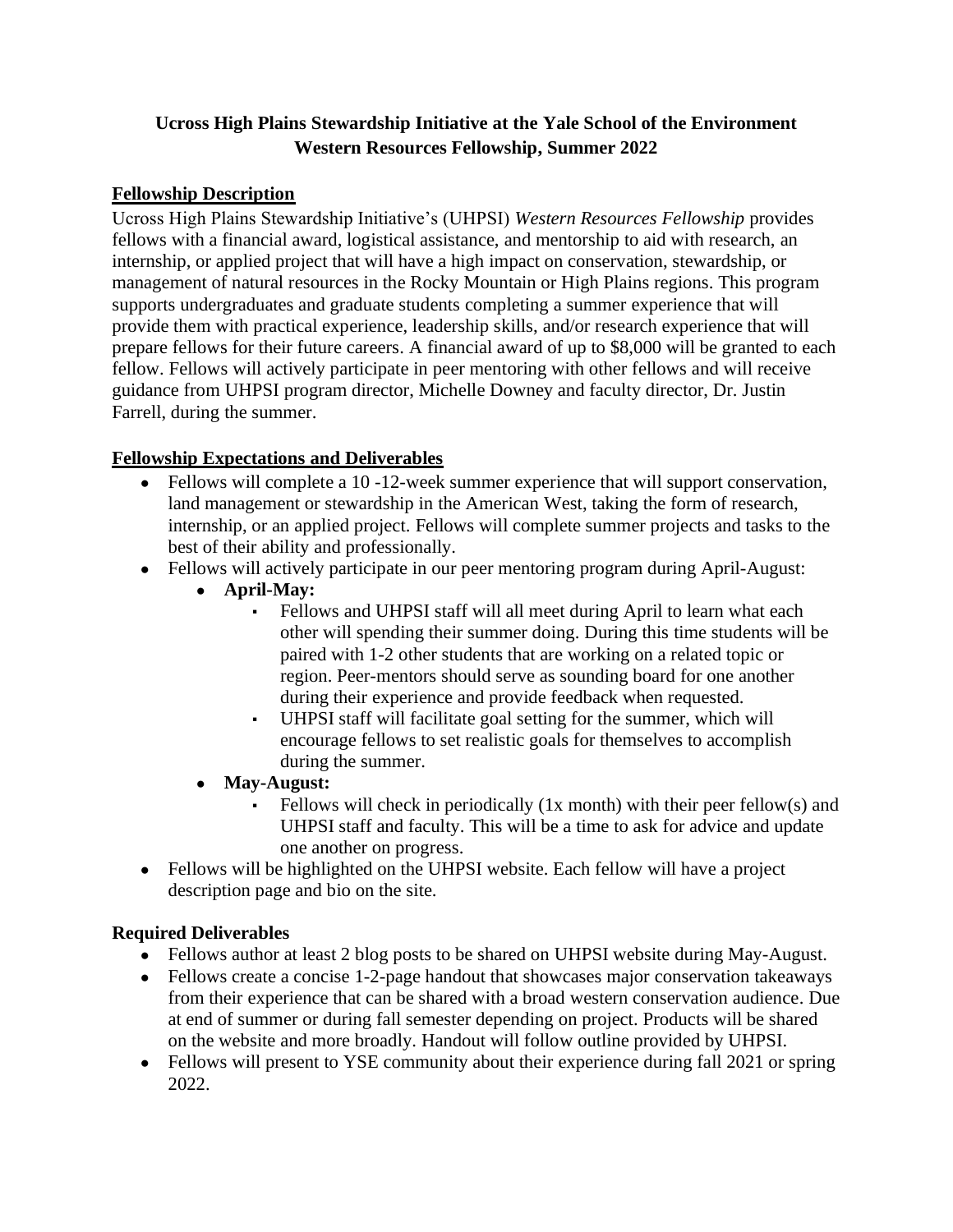**Ucross High Plains Stewardship Initiative at the Yale School of the Environment**
**Western Resources Fellowship, Summer 2022**

## Fellowship Description

Ucross High Plains Stewardship Initiative's (UHPSI) *Western Resources Fellowship* provides fellows with a financial award, logistical assistance, and mentorship to aid with research, an internship, or applied project that will have a high impact on conservation, stewardship, or management of natural resources in the Rocky Mountain or High Plains regions. This program supports undergraduates and graduate students completing a summer experience that will provide them with practical experience, leadership skills, and/or research experience that will prepare fellows for their future careers. A financial award of up to $8,000 will be granted to each fellow. Fellows will actively participate in peer mentoring with other fellows and will receive guidance from UHPSI program director, Michelle Downey and faculty director, Dr. Justin Farrell, during the summer.

## Fellowship Expectations and Deliverables

- Fellows will complete a 10 -12-week summer experience that will support conservation, land management or stewardship in the American West, taking the form of research, internship, or an applied project. Fellows will complete summer projects and tasks to the best of their ability and professionally.
- Fellows will actively participate in our peer mentoring program during April-August:
  - **April-May:**
    - Fellows and UHPSI staff will all meet during April to learn what each other will spending their summer doing. During this time students will be paired with 1-2 other students that are working on a related topic or region. Peer-mentors should serve as sounding board for one another during their experience and provide feedback when requested.
    - UHPSI staff will facilitate goal setting for the summer, which will encourage fellows to set realistic goals for themselves to accomplish during the summer.
  - **May-August:**
    - Fellows will check in periodically (1x month) with their peer fellow(s) and UHPSI staff and faculty. This will be a time to ask for advice and update one another on progress.
- Fellows will be highlighted on the UHPSI website. Each fellow will have a project description page and bio on the site.

## Required Deliverables

- Fellows author at least 2 blog posts to be shared on UHPSI website during May-August.
- Fellows create a concise 1-2-page handout that showcases major conservation takeaways from their experience that can be shared with a broad western conservation audience. Due at end of summer or during fall semester depending on project. Products will be shared on the website and more broadly. Handout will follow outline provided by UHPSI.
- Fellows will present to YSE community about their experience during fall 2021 or spring 2022.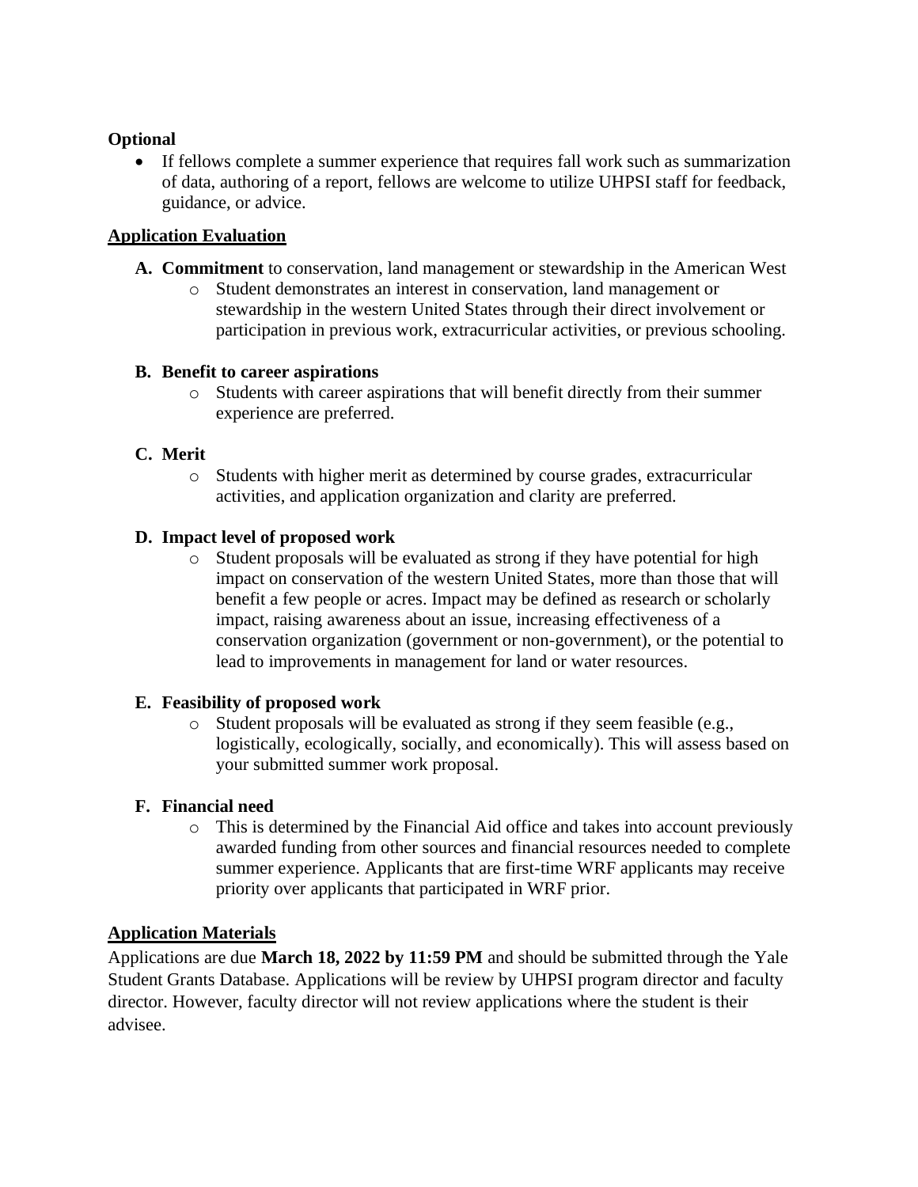**Optional**

- If fellows complete a summer experience that requires fall work such as summarization of data, authoring of a report, fellows are welcome to utilize UHPSI staff for feedback, guidance, or advice.

## Application Evaluation

**A. Commitment** to conservation, land management or stewardship in the American West

- Student demonstrates an interest in conservation, land management or stewardship in the western United States through their direct involvement or participation in previous work, extracurricular activities, or previous schooling.

**B. Benefit to career aspirations**

- Students with career aspirations that will benefit directly from their summer experience are preferred.

**C. Merit**

- Students with higher merit as determined by course grades, extracurricular activities, and application organization and clarity are preferred.

**D. Impact level of proposed work**

- Student proposals will be evaluated as strong if they have potential for high impact on conservation of the western United States, more than those that will benefit a few people or acres. Impact may be defined as research or scholarly impact, raising awareness about an issue, increasing effectiveness of a conservation organization (government or non-government), or the potential to lead to improvements in management for land or water resources.

**E. Feasibility of proposed work**

- Student proposals will be evaluated as strong if they seem feasible (e.g., logistically, ecologically, socially, and economically). This will assess based on your submitted summer work proposal.

**F. Financial need**

- This is determined by the Financial Aid office and takes into account previously awarded funding from other sources and financial resources needed to complete summer experience. Applicants that are first-time WRF applicants may receive priority over applicants that participated in WRF prior.

## Application Materials

Applications are due **March 18, 2022 by 11:59 PM** and should be submitted through the Yale Student Grants Database. Applications will be review by UHPSI program director and faculty director. However, faculty director will not review applications where the student is their advisee.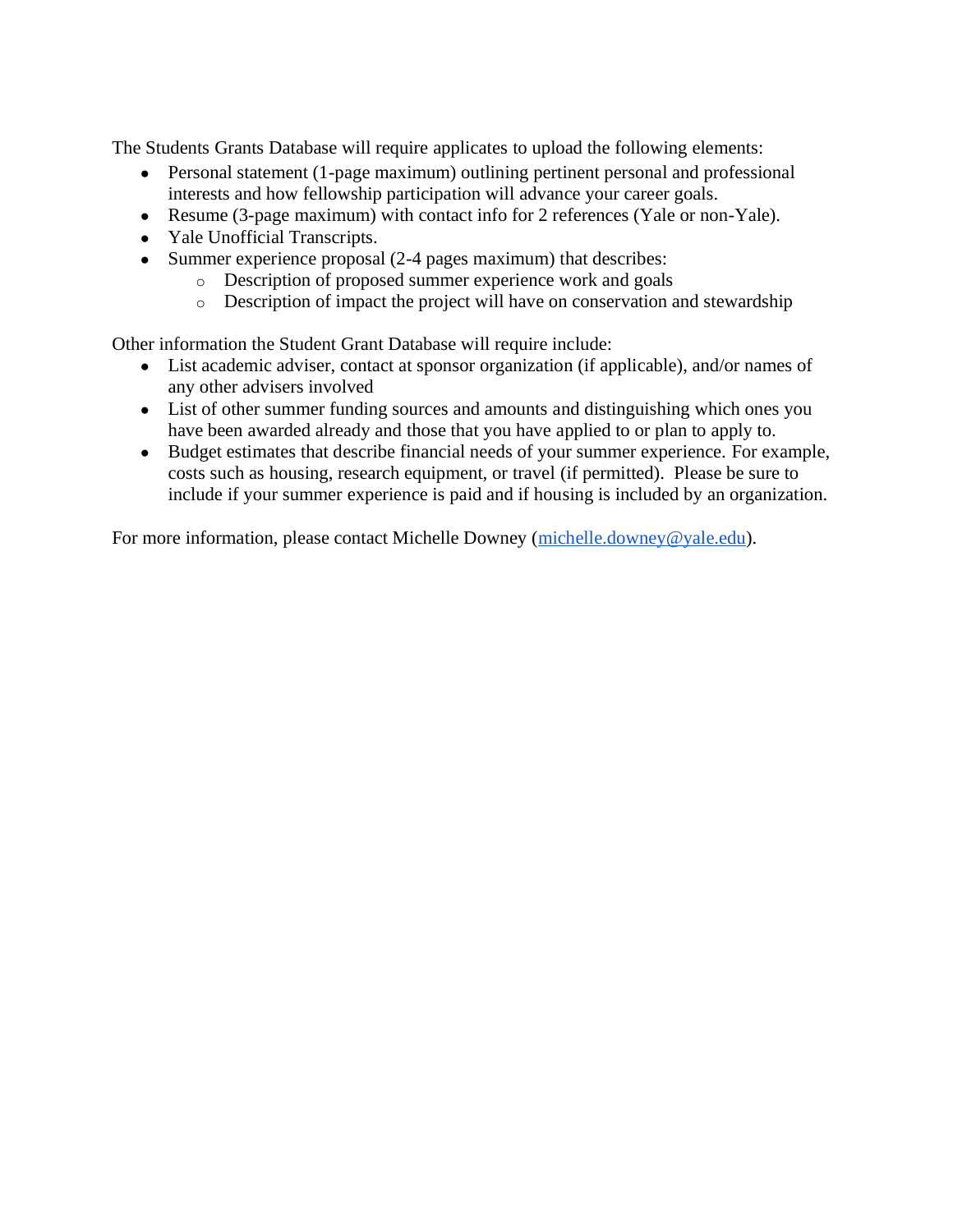The Students Grants Database will require applicates to upload the following elements:

- Personal statement (1-page maximum) outlining pertinent personal and professional interests and how fellowship participation will advance your career goals.
- Resume (3-page maximum) with contact info for 2 references (Yale or non-Yale).
- Yale Unofficial Transcripts.
- Summer experience proposal (2-4 pages maximum) that describes:
  - Description of proposed summer experience work and goals
  - Description of impact the project will have on conservation and stewardship

Other information the Student Grant Database will require include:

- List academic adviser, contact at sponsor organization (if applicable), and/or names of any other advisers involved
- List of other summer funding sources and amounts and distinguishing which ones you have been awarded already and those that you have applied to or plan to apply to.
- Budget estimates that describe financial needs of your summer experience. For example, costs such as housing, research equipment, or travel (if permitted). Please be sure to include if your summer experience is paid and if housing is included by an organization.

For more information, please contact Michelle Downey ([michelle.downey@yale.edu](mailto:michelle.downey@yale.edu)).